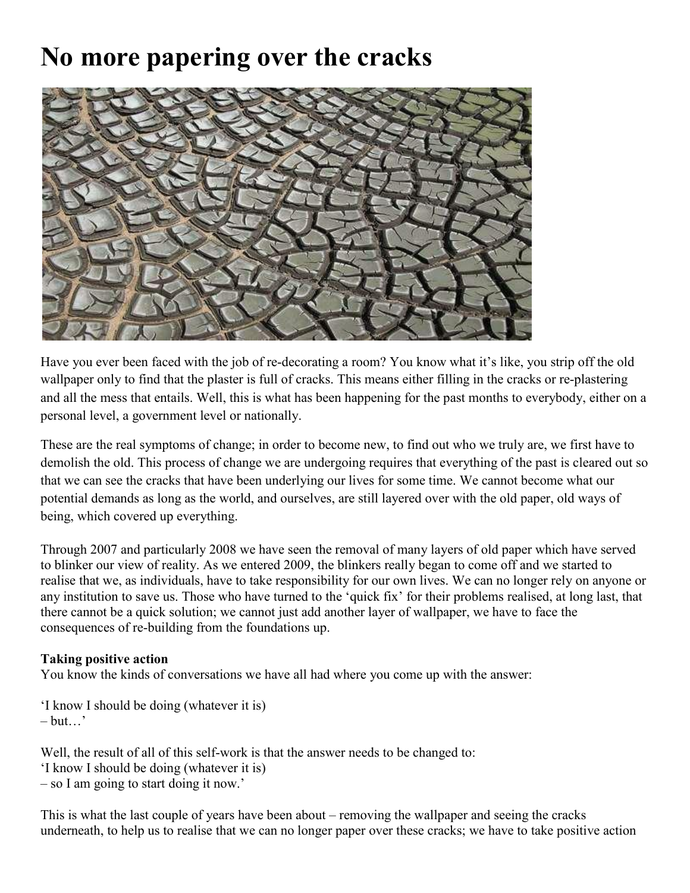# No more papering over the cracks

Have you ever been faced with the job of re-decorating a room? You know what it's like, you strip off the old wallpaper only to find that the plaster is full of cracks. This means either filling in the cracks or re-plastering and all the mess that entails. Well, this is what has been happening for the past months to everybody, either on a personal level, a government level or nationally.

These are the real symptoms of change; in order to become new, to find out who we truly are, we first have to demolish the old. This process of change we are undergoing requires that everything of the past is cleared out so that we can see the cracks that have been underlying our lives for some time. We cannot become what our potential demands as long as the world, and ourselves, are still layered over with the old paper, old ways of being, which covered up everything.

Through 2007 and particularly 2008 we have seen the removal of many layers of old paper which have served to blinker our view of reality. As we entered 2009, the blinkers really began to come off and we started to realise that we, as individuals, have to take responsibility for our own lives. We can no longer rely on anyone or any institution to save us. Those who have turned to the 'quick fix' for their problems realised, at long last, that there cannot be a quick solution; we cannot just add another layer of wallpaper, we have to face the consequences of re-building from the foundations up.

**Taking positive action**

You know the kinds of conversations we have all had where you come up with the answer:

'I know I should be doing (whatever it is)
– but…'

Well, the result of all of this self-work is that the answer needs to be changed to:
'I know I should be doing (whatever it is)
– so I am going to start doing it now.'

This is what the last couple of years have been about – removing the wallpaper and seeing the cracks underneath, to help us to realise that we can no longer paper over these cracks; we have to take positive action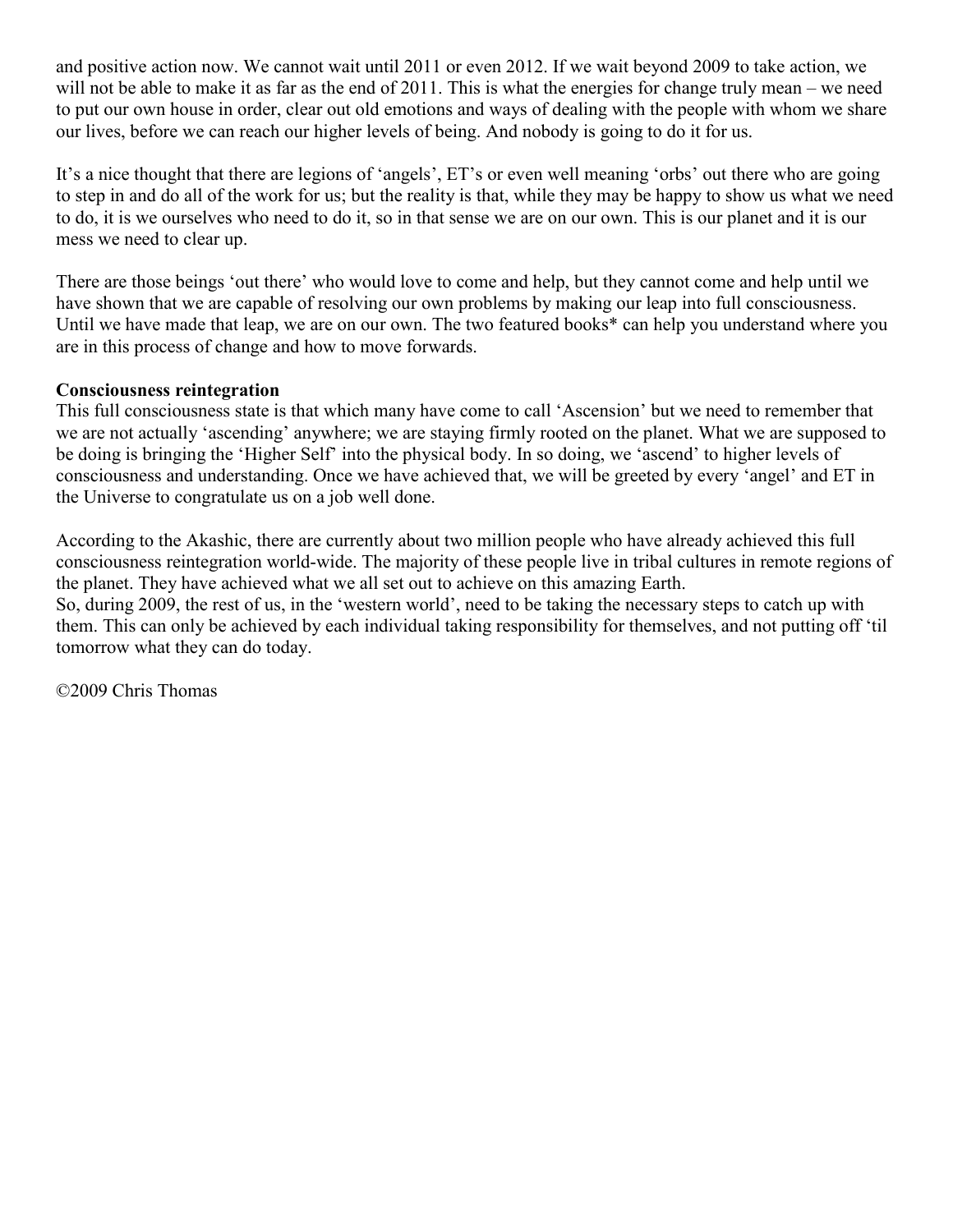and positive action now. We cannot wait until 2011 or even 2012. If we wait beyond 2009 to take action, we will not be able to make it as far as the end of 2011. This is what the energies for change truly mean – we need to put our own house in order, clear out old emotions and ways of dealing with the people with whom we share our lives, before we can reach our higher levels of being. And nobody is going to do it for us.

It's a nice thought that there are legions of 'angels', ET's or even well meaning 'orbs' out there who are going to step in and do all of the work for us; but the reality is that, while they may be happy to show us what we need to do, it is we ourselves who need to do it, so in that sense we are on our own. This is our planet and it is our mess we need to clear up.

There are those beings 'out there' who would love to come and help, but they cannot come and help until we have shown that we are capable of resolving our own problems by making our leap into full consciousness. Until we have made that leap, we are on our own. The two featured books* can help you understand where you are in this process of change and how to move forwards.

**Consciousness reintegration**

This full consciousness state is that which many have come to call 'Ascension' but we need to remember that we are not actually 'ascending' anywhere; we are staying firmly rooted on the planet. What we are supposed to be doing is bringing the 'Higher Self' into the physical body. In so doing, we 'ascend' to higher levels of consciousness and understanding. Once we have achieved that, we will be greeted by every 'angel' and ET in the Universe to congratulate us on a job well done.

According to the Akashic, there are currently about two million people who have already achieved this full consciousness reintegration world-wide. The majority of these people live in tribal cultures in remote regions of the planet. They have achieved what we all set out to achieve on this amazing Earth.
So, during 2009, the rest of us, in the 'western world', need to be taking the necessary steps to catch up with them. This can only be achieved by each individual taking responsibility for themselves, and not putting off 'til tomorrow what they can do today.

©2009 Chris Thomas